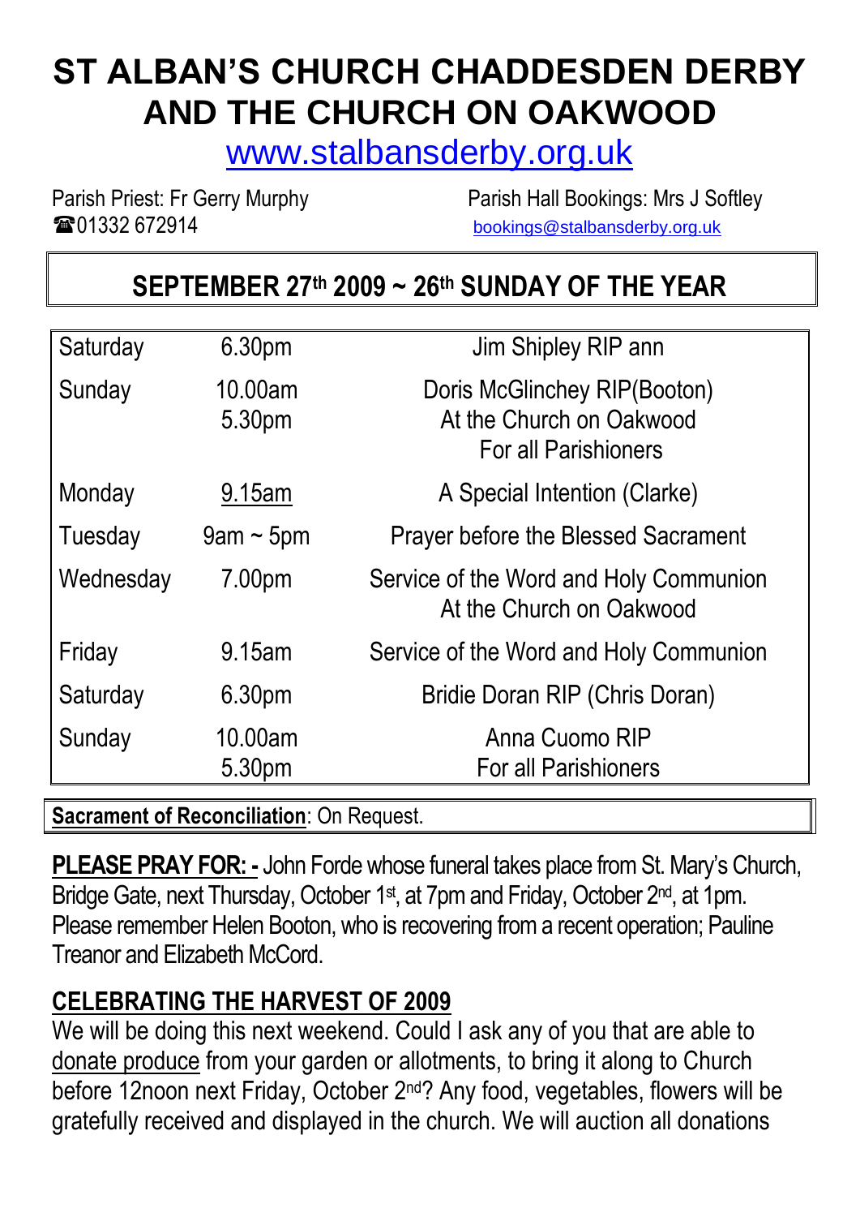# ST ALBAN'S CHURCH CHADDESDEN DERBY AND THE CHURCH ON OAKWOOD

www.stalbansderby.org.uk

Parish Priest: Fr Gerry Murphy
☎01332 672914

Parish Hall Bookings: Mrs J Softley
bookings@stalbansderby.org.uk

## SEPTEMBER 27th 2009 ~ 26th SUNDAY OF THE YEAR

| | | |
|---|---|---|
| Saturday | 6.30pm | Jim Shipley RIP ann |
| Sunday | 10.00am<br>5.30pm | Doris McGlinchey RIP(Booton)<br>At the Church on Oakwood<br>For all Parishioners |
| Monday | 9.15am | A Special Intention (Clarke) |
| Tuesday | 9am ~ 5pm | Prayer before the Blessed Sacrament |
| Wednesday | 7.00pm | Service of the Word and Holy Communion<br>At the Church on Oakwood |
| Friday | 9.15am | Service of the Word and Holy Communion |
| Saturday | 6.30pm | Bridie Doran RIP (Chris Doran) |
| Sunday | 10.00am<br>5.30pm | Anna Cuomo RIP<br>For all Parishioners |

**Sacrament of Reconciliation**: On Request.

**PLEASE PRAY FOR: -** John Forde whose funeral takes place from St. Mary's Church, Bridge Gate, next Thursday, October 1st, at 7pm and Friday, October 2nd, at 1pm. Please remember Helen Booton, who is recovering from a recent operation; Pauline Treanor and Elizabeth McCord.

## CELEBRATING THE HARVEST OF 2009

We will be doing this next weekend. Could I ask any of you that are able to donate produce from your garden or allotments, to bring it along to Church before 12noon next Friday, October 2nd? Any food, vegetables, flowers will be gratefully received and displayed in the church. We will auction all donations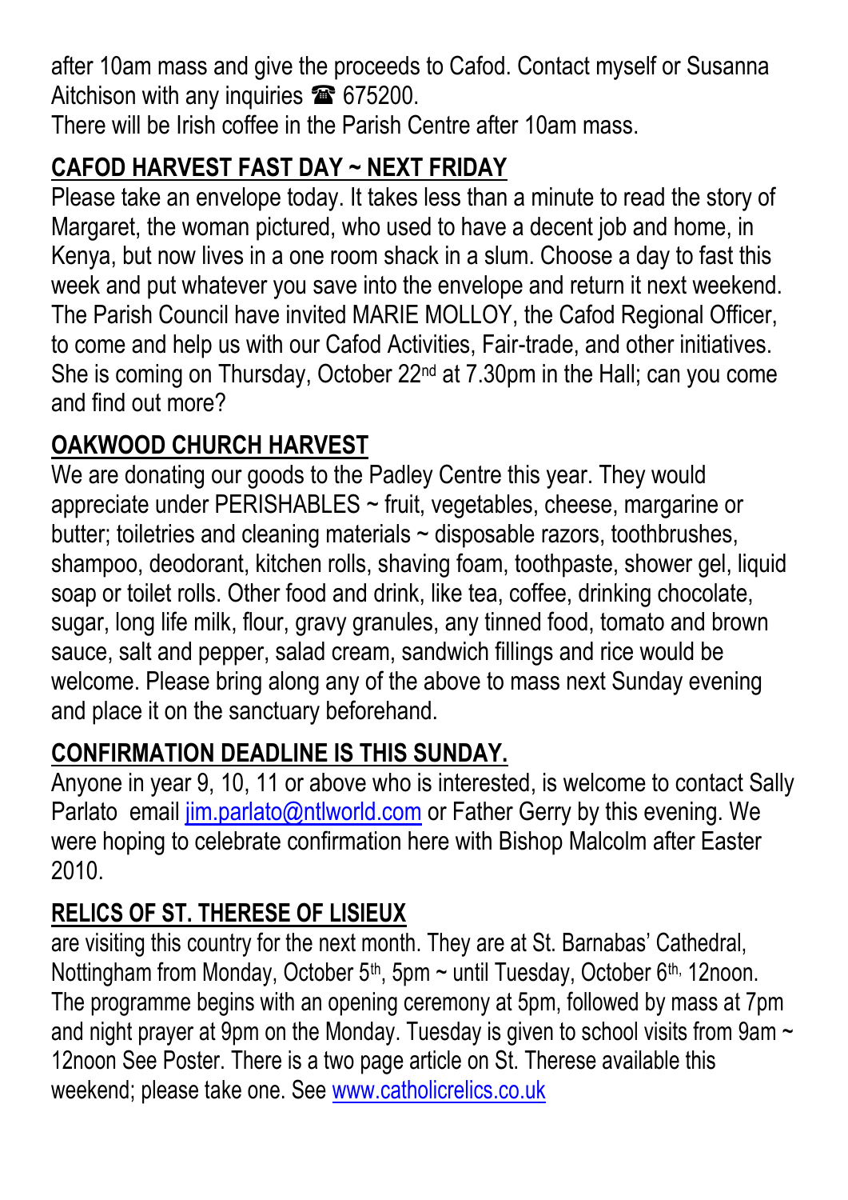after 10am mass and give the proceeds to Cafod. Contact myself or Susanna Aitchison with any inquiries ☎ 675200.

There will be Irish coffee in the Parish Centre after 10am mass.

## CAFOD HARVEST FAST DAY ~ NEXT FRIDAY

Please take an envelope today. It takes less than a minute to read the story of Margaret, the woman pictured, who used to have a decent job and home, in Kenya, but now lives in a one room shack in a slum. Choose a day to fast this week and put whatever you save into the envelope and return it next weekend. The Parish Council have invited MARIE MOLLOY, the Cafod Regional Officer, to come and help us with our Cafod Activities, Fair-trade, and other initiatives. She is coming on Thursday, October 22nd at 7.30pm in the Hall; can you come and find out more?

## OAKWOOD CHURCH HARVEST

We are donating our goods to the Padley Centre this year. They would appreciate under PERISHABLES ~ fruit, vegetables, cheese, margarine or butter; toiletries and cleaning materials ~ disposable razors, toothbrushes, shampoo, deodorant, kitchen rolls, shaving foam, toothpaste, shower gel, liquid soap or toilet rolls. Other food and drink, like tea, coffee, drinking chocolate, sugar, long life milk, flour, gravy granules, any tinned food, tomato and brown sauce, salt and pepper, salad cream, sandwich fillings and rice would be welcome. Please bring along any of the above to mass next Sunday evening and place it on the sanctuary beforehand.

## CONFIRMATION DEADLINE IS THIS SUNDAY.

Anyone in year 9, 10, 11 or above who is interested, is welcome to contact Sally Parlato email jim.parlato@ntlworld.com or Father Gerry by this evening. We were hoping to celebrate confirmation here with Bishop Malcolm after Easter 2010.

## RELICS OF ST. THERESE OF LISIEUX

are visiting this country for the next month. They are at St. Barnabas' Cathedral, Nottingham from Monday, October 5th, 5pm ~ until Tuesday, October 6th, 12noon. The programme begins with an opening ceremony at 5pm, followed by mass at 7pm and night prayer at 9pm on the Monday. Tuesday is given to school visits from 9am ~ 12noon See Poster. There is a two page article on St. Therese available this weekend; please take one. See www.catholicrelics.co.uk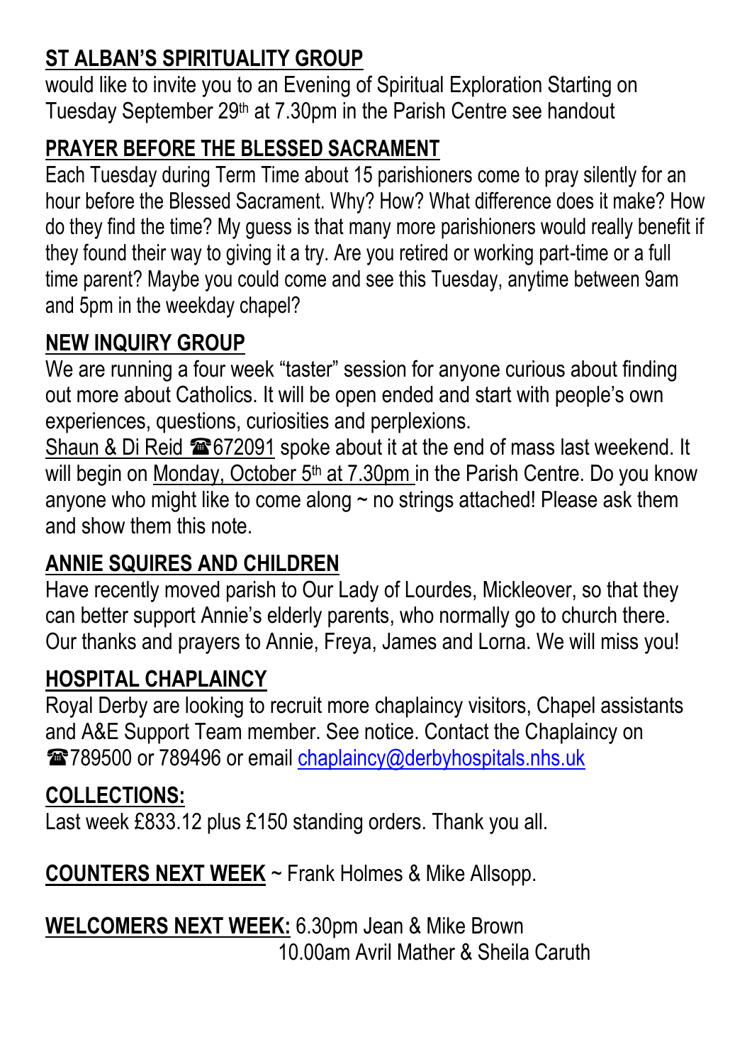## ST ALBAN'S SPIRITUALITY GROUP

would like to invite you to an Evening of Spiritual Exploration Starting on Tuesday September 29th at 7.30pm in the Parish Centre see handout

## PRAYER BEFORE THE BLESSED SACRAMENT

Each Tuesday during Term Time about 15 parishioners come to pray silently for an hour before the Blessed Sacrament. Why? How? What difference does it make? How do they find the time? My guess is that many more parishioners would really benefit if they found their way to giving it a try. Are you retired or working part-time or a full time parent? Maybe you could come and see this Tuesday, anytime between 9am and 5pm in the weekday chapel?

## NEW INQUIRY GROUP

We are running a four week "taster" session for anyone curious about finding out more about Catholics. It will be open ended and start with people's own experiences, questions, curiosities and perplexions.

Shaun & Di Reid ☎672091 spoke about it at the end of mass last weekend. It will begin on Monday, October 5th at 7.30pm in the Parish Centre. Do you know anyone who might like to come along ~ no strings attached! Please ask them and show them this note.

## ANNIE SQUIRES AND CHILDREN

Have recently moved parish to Our Lady of Lourdes, Mickleover, so that they can better support Annie's elderly parents, who normally go to church there. Our thanks and prayers to Annie, Freya, James and Lorna. We will miss you!

## HOSPITAL CHAPLAINCY

Royal Derby are looking to recruit more chaplaincy visitors, Chapel assistants and A&E Support Team member. See notice. Contact the Chaplaincy on ☎789500 or 789496 or email chaplaincy@derbyhospitals.nhs.uk

## COLLECTIONS:

Last week £833.12 plus £150 standing orders. Thank you all.

**COUNTERS NEXT WEEK** ~ Frank Holmes & Mike Allsopp.

**WELCOMERS NEXT WEEK:** 6.30pm Jean & Mike Brown
10.00am Avril Mather & Sheila Caruth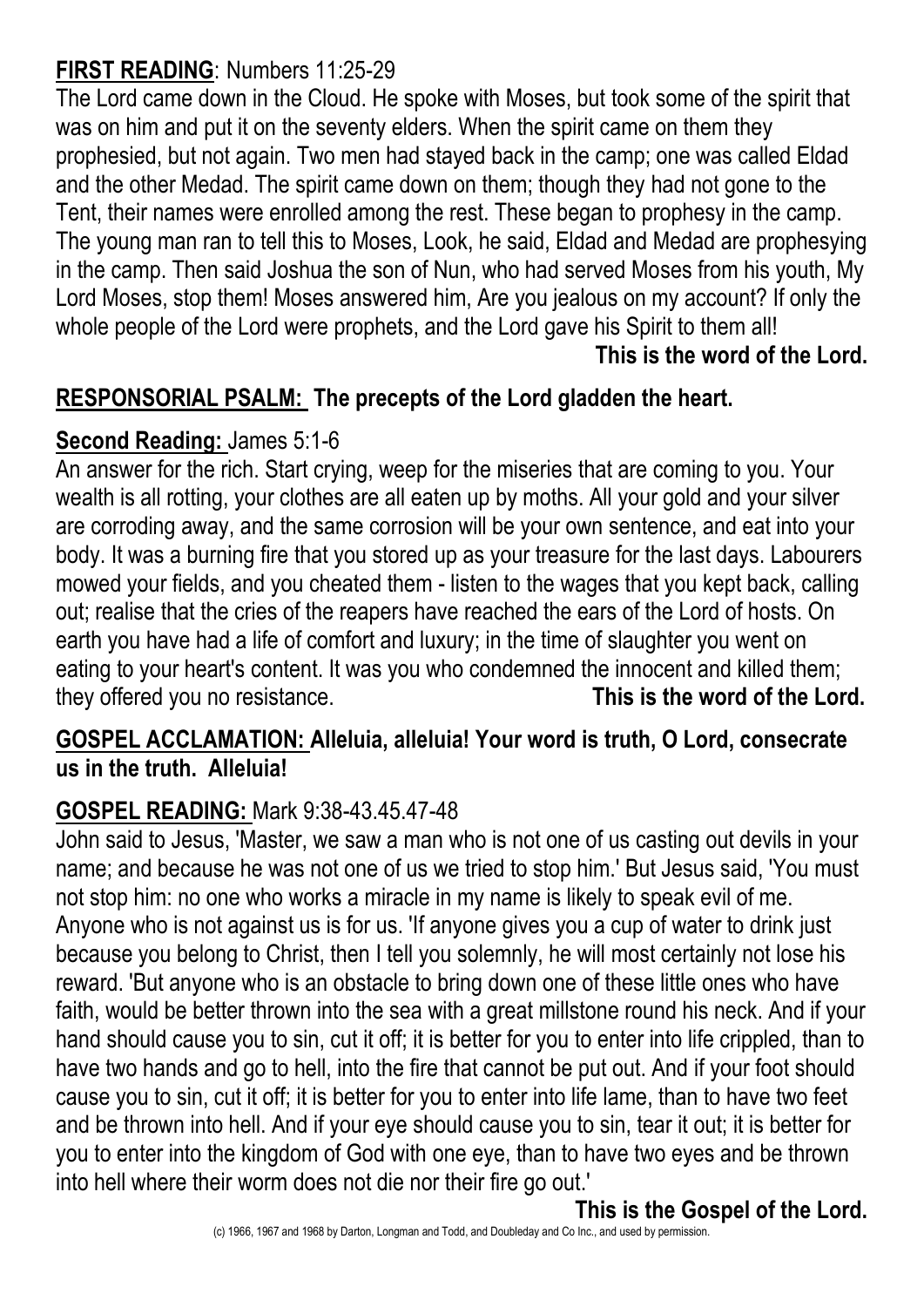**FIRST READING**: Numbers 11:25-29

The Lord came down in the Cloud. He spoke with Moses, but took some of the spirit that was on him and put it on the seventy elders. When the spirit came on them they prophesied, but not again. Two men had stayed back in the camp; one was called Eldad and the other Medad. The spirit came down on them; though they had not gone to the Tent, their names were enrolled among the rest. These began to prophesy in the camp. The young man ran to tell this to Moses, Look, he said, Eldad and Medad are prophesying in the camp. Then said Joshua the son of Nun, who had served Moses from his youth, My Lord Moses, stop them! Moses answered him, Are you jealous on my account? If only the whole people of the Lord were prophets, and the Lord gave his Spirit to them all!

**This is the word of the Lord.**

**RESPONSORIAL PSALM: The precepts of the Lord gladden the heart.**

**Second Reading:** James 5:1-6

An answer for the rich. Start crying, weep for the miseries that are coming to you. Your wealth is all rotting, your clothes are all eaten up by moths. All your gold and your silver are corroding away, and the same corrosion will be your own sentence, and eat into your body. It was a burning fire that you stored up as your treasure for the last days. Labourers mowed your fields, and you cheated them - listen to the wages that you kept back, calling out; realise that the cries of the reapers have reached the ears of the Lord of hosts. On earth you have had a life of comfort and luxury; in the time of slaughter you went on eating to your heart's content. It was you who condemned the innocent and killed them; they offered you no resistance. **This is the word of the Lord.**

**GOSPEL ACCLAMATION: Alleluia, alleluia! Your word is truth, O Lord, consecrate us in the truth. Alleluia!**

**GOSPEL READING:** Mark 9:38-43.45.47-48

John said to Jesus, 'Master, we saw a man who is not one of us casting out devils in your name; and because he was not one of us we tried to stop him.' But Jesus said, 'You must not stop him: no one who works a miracle in my name is likely to speak evil of me. Anyone who is not against us is for us. 'If anyone gives you a cup of water to drink just because you belong to Christ, then I tell you solemnly, he will most certainly not lose his reward. 'But anyone who is an obstacle to bring down one of these little ones who have faith, would be better thrown into the sea with a great millstone round his neck. And if your hand should cause you to sin, cut it off; it is better for you to enter into life crippled, than to have two hands and go to hell, into the fire that cannot be put out. And if your foot should cause you to sin, cut it off; it is better for you to enter into life lame, than to have two feet and be thrown into hell. And if your eye should cause you to sin, tear it out; it is better for you to enter into the kingdom of God with one eye, than to have two eyes and be thrown into hell where their worm does not die nor their fire go out.'

**This is the Gospel of the Lord.**

(c) 1966, 1967 and 1968 by Darton, Longman and Todd, and Doubleday and Co Inc., and used by permission.